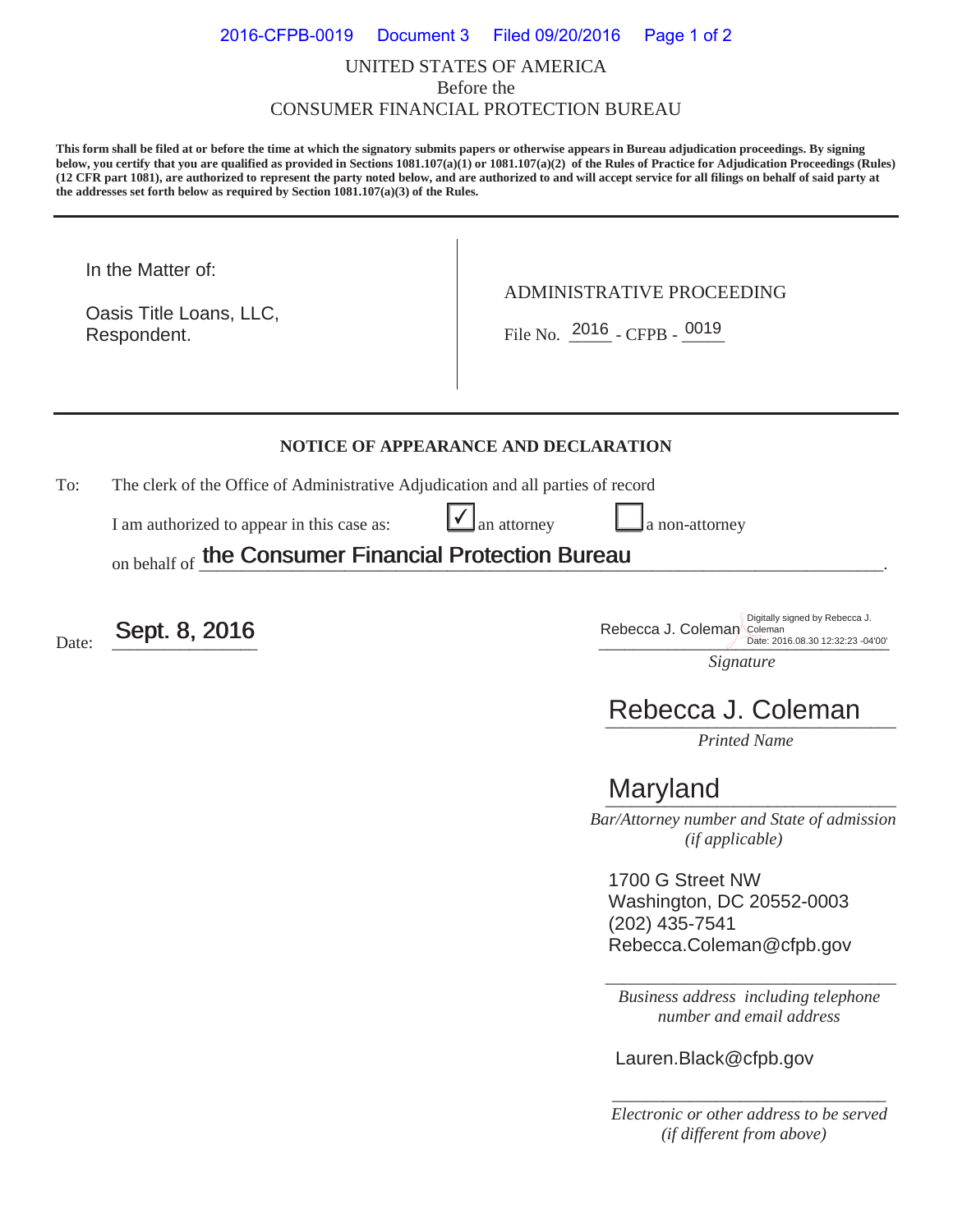UNITED STATES OF AMERICA
Before the
CONSUMER FINANCIAL PROTECTION BUREAU

**This form shall be filed at or before the time at which the signatory submits papers or otherwise appears in Bureau adjudication proceedings. By signing below, you certify that you are qualified as provided in Sections 1081.107(a)(1) or 1081.107(a)(2) of the Rules of Practice for Adjudication Proceedings (Rules) (12 CFR part 1081), are authorized to represent the party noted below, and are authorized to and will accept service for all filings on behalf of said party at the addresses set forth below as required by Section 1081.107(a)(3) of the Rules.**

---

| In the Matter of: | ADMINISTRATIVE PROCEEDING |
| --- | --- |
| Oasis Title Loans, LLC, Respondent. | File No. 2016 - CFPB - 0019 |

---

## NOTICE OF APPEARANCE AND DECLARATION

To: The clerk of the Office of Administrative Adjudication and all parties of record

I am authorized to appear in this case as: ☑ an attorney ☐ a non-attorney

on behalf of **the Consumer Financial Protection Bureau**.

Date: **Sept. 8, 2016**

Rebecca J. Coleman (Digitally signed by Rebecca J. Coleman Date: 2016.08.30 12:32:23 -04'00')
*Signature*

Rebecca J. Coleman
*Printed Name*

Maryland
*Bar/Attorney number and State of admission (if applicable)*

1700 G Street NW
Washington, DC 20552-0003
(202) 435-7541
Rebecca.Coleman@cfpb.gov
*Business address including telephone number and email address*

Lauren.Black@cfpb.gov
*Electronic or other address to be served (if different from above)*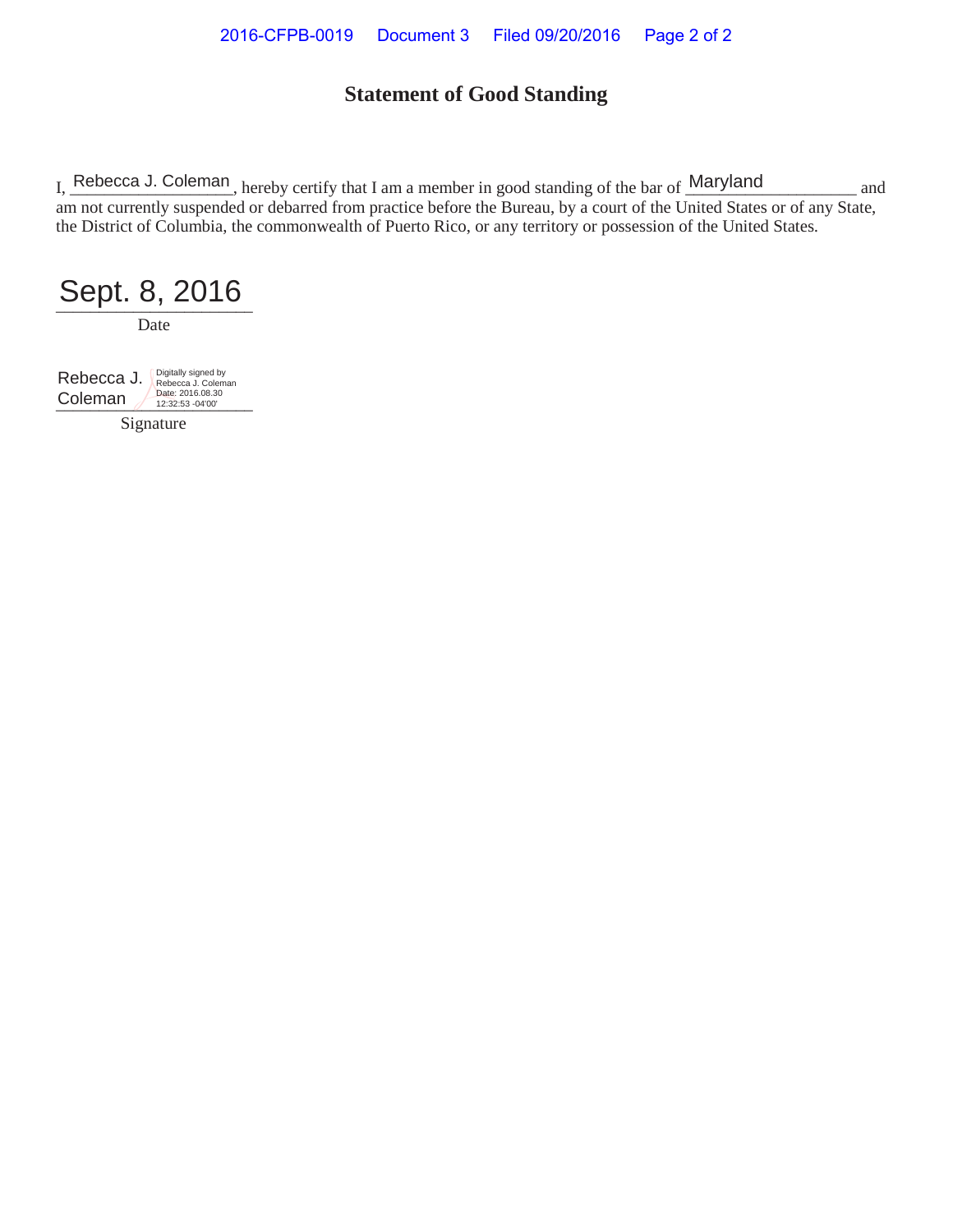## Statement of Good Standing

I, Rebecca J. Coleman, hereby certify that I am a member in good standing of the bar of Maryland and am not currently suspended or debarred from practice before the Bureau, by a court of the United States or of any State, the District of Columbia, the commonwealth of Puerto Rico, or any territory or possession of the United States.

Sept. 8, 2016

Date

Rebecca J. Coleman

Digitally signed by Rebecca J. Coleman
Date: 2016.08.30 12:32:53 -04'00'

Signature